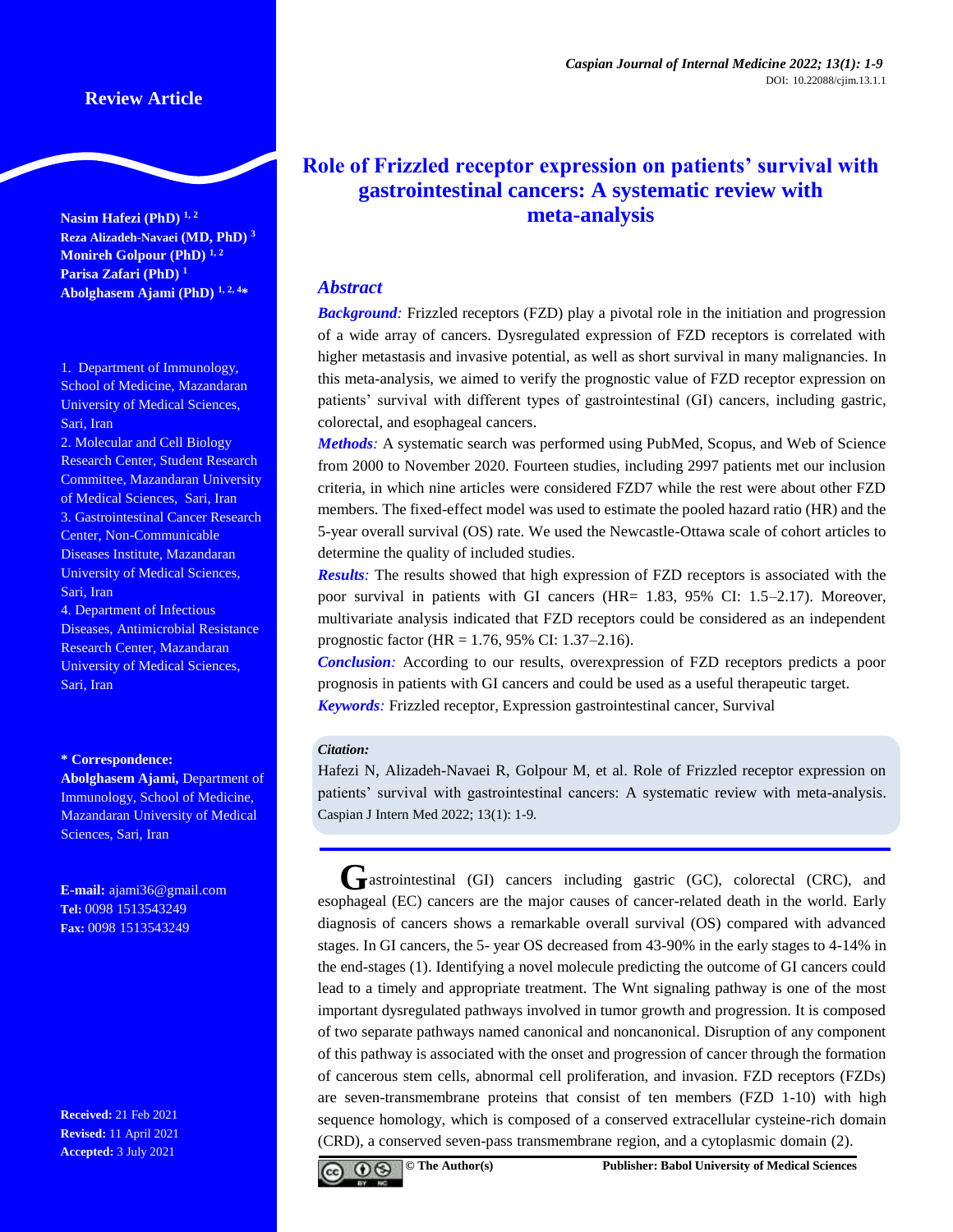Review Article

# Role of Frizzled receptor expression on patients' survival with gastrointestinal cancers: A systematic review with meta-analysis

**Nasim Hafezi (PhD)** [1, 2]
**Reza Alizadeh-Navaei (MD, PhD)** [3]
**Monireh Golpour (PhD)** [1, 2]
**Parisa Zafari (PhD)** [1]
**Abolghasem Ajami (PhD)** [1, 2, 4*]

1. Department of Immunology, School of Medicine, Mazandaran University of Medical Sciences, Sari, Iran
2. Molecular and Cell Biology Research Center, Student Research Committee, Mazandaran University of Medical Sciences, Sari, Iran
3. Gastrointestinal Cancer Research Center, Non-Communicable Diseases Institute, Mazandaran University of Medical Sciences, Sari, Iran
4. Department of Infectious Diseases, Antimicrobial Resistance Research Center, Mazandaran University of Medical Sciences, Sari, Iran

**\* Correspondence:**
**Abolghasem Ajami,** Department of Immunology, School of Medicine, Mazandaran University of Medical Sciences, Sari, Iran

**E-mail:** ajami36@gmail.com
**Tel:** 0098 1513543249
**Fax:** 0098 1513543249

**Received:** 21 Feb 2021
**Revised:** 11 April 2021
**Accepted:** 3 July 2021

## Abstract

***Background:*** Frizzled receptors (FZD) play a pivotal role in the initiation and progression of a wide array of cancers. Dysregulated expression of FZD receptors is correlated with higher metastasis and invasive potential, as well as short survival in many malignancies. In this meta-analysis, we aimed to verify the prognostic value of FZD receptor expression on patients' survival with different types of gastrointestinal (GI) cancers, including gastric, colorectal, and esophageal cancers.

***Methods:*** A systematic search was performed using PubMed, Scopus, and Web of Science from 2000 to November 2020. Fourteen studies, including 2997 patients met our inclusion criteria, in which nine articles were considered FZD7 while the rest were about other FZD members. The fixed-effect model was used to estimate the pooled hazard ratio (HR) and the 5-year overall survival (OS) rate. We used the Newcastle-Ottawa scale of cohort articles to determine the quality of included studies.

***Results:*** The results showed that high expression of FZD receptors is associated with the poor survival in patients with GI cancers (HR= 1.83, 95% CI: 1.5–2.17). Moreover, multivariate analysis indicated that FZD receptors could be considered as an independent prognostic factor (HR = 1.76, 95% CI: 1.37–2.16).

***Conclusion:*** According to our results, overexpression of FZD receptors predicts a poor prognosis in patients with GI cancers and could be used as a useful therapeutic target.

***Keywords:*** Frizzled receptor, Expression gastrointestinal cancer, Survival

*Citation:*
Hafezi N, Alizadeh-Navaei R, Golpour M, et al. Role of Frizzled receptor expression on patients' survival with gastrointestinal cancers: A systematic review with meta-analysis. Caspian J Intern Med 2022; 13(1): 1-9.

Gastrointestinal (GI) cancers including gastric (GC), colorectal (CRC), and esophageal (EC) cancers are the major causes of cancer-related death in the world. Early diagnosis of cancers shows a remarkable overall survival (OS) compared with advanced stages. In GI cancers, the 5- year OS decreased from 43-90% in the early stages to 4-14% in the end-stages (1). Identifying a novel molecule predicting the outcome of GI cancers could lead to a timely and appropriate treatment. The Wnt signaling pathway is one of the most important dysregulated pathways involved in tumor growth and progression. It is composed of two separate pathways named canonical and noncanonical. Disruption of any component of this pathway is associated with the onset and progression of cancer through the formation of cancerous stem cells, abnormal cell proliferation, and invasion. FZD receptors (FZDs) are seven-transmembrane proteins that consist of ten members (FZD 1-10) with high sequence homology, which is composed of a conserved extracellular cysteine-rich domain (CRD), a conserved seven-pass transmembrane region, and a cytoplasmic domain (2).

© The Author(s) Publisher: Babol University of Medical Sciences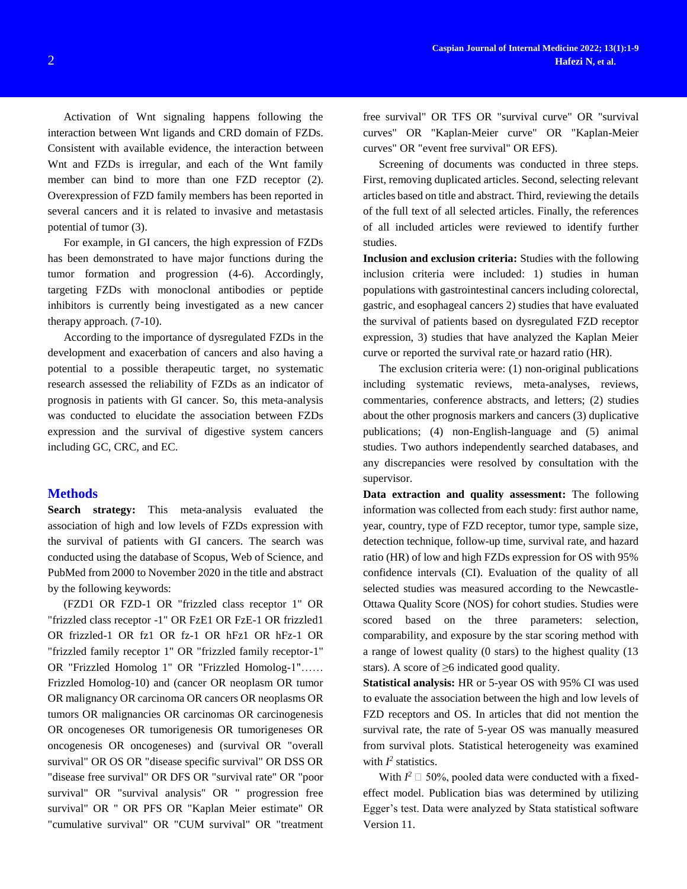Activation of Wnt signaling happens following the interaction between Wnt ligands and CRD domain of FZDs. Consistent with available evidence, the interaction between Wnt and FZDs is irregular, and each of the Wnt family member can bind to more than one FZD receptor (2). Overexpression of FZD family members has been reported in several cancers and it is related to invasive and metastasis potential of tumor (3).

For example, in GI cancers, the high expression of FZDs has been demonstrated to have major functions during the tumor formation and progression (4-6). Accordingly, targeting FZDs with monoclonal antibodies or peptide inhibitors is currently being investigated as a new cancer therapy approach. (7-10).

According to the importance of dysregulated FZDs in the development and exacerbation of cancers and also having a potential to a possible therapeutic target, no systematic research assessed the reliability of FZDs as an indicator of prognosis in patients with GI cancer. So, this meta-analysis was conducted to elucidate the association between FZDs expression and the survival of digestive system cancers including GC, CRC, and EC.

## Methods

**Search strategy:** This meta-analysis evaluated the association of high and low levels of FZDs expression with the survival of patients with GI cancers. The search was conducted using the database of Scopus, Web of Science, and PubMed from 2000 to November 2020 in the title and abstract by the following keywords:

(FZD1 OR FZD-1 OR "frizzled class receptor 1" OR "frizzled class receptor -1" OR FzE1 OR FzE-1 OR frizzled1 OR frizzled-1 OR fz1 OR fz-1 OR hFz1 OR hFz-1 OR "frizzled family receptor 1" OR "frizzled family receptor-1" OR "Frizzled Homolog 1" OR "Frizzled Homolog-1"…… Frizzled Homolog-10) and (cancer OR neoplasm OR tumor OR malignancy OR carcinoma OR cancers OR neoplasms OR tumors OR malignancies OR carcinomas OR carcinogenesis OR oncogeneses OR tumorigenesis OR tumorigeneses OR oncogenesis OR oncogeneses) and (survival OR "overall survival" OR OS OR "disease specific survival" OR DSS OR "disease free survival" OR DFS OR "survival rate" OR "poor survival" OR "survival analysis" OR " progression free survival" OR " OR PFS OR "Kaplan Meier estimate" OR "cumulative survival" OR "CUM survival" OR "treatment free survival" OR TFS OR "survival curve" OR "survival curves" OR "Kaplan-Meier curve" OR "Kaplan-Meier curves" OR "event free survival" OR EFS).

Screening of documents was conducted in three steps. First, removing duplicated articles. Second, selecting relevant articles based on title and abstract. Third, reviewing the details of the full text of all selected articles. Finally, the references of all included articles were reviewed to identify further studies.

**Inclusion and exclusion criteria:** Studies with the following inclusion criteria were included: 1) studies in human populations with gastrointestinal cancers including colorectal, gastric, and esophageal cancers 2) studies that have evaluated the survival of patients based on dysregulated FZD receptor expression, 3) studies that have analyzed the Kaplan Meier curve or reported the survival rate or hazard ratio (HR).

The exclusion criteria were: (1) non-original publications including systematic reviews, meta-analyses, reviews, commentaries, conference abstracts, and letters; (2) studies about the other prognosis markers and cancers (3) duplicative publications; (4) non-English-language and (5) animal studies. Two authors independently searched databases, and any discrepancies were resolved by consultation with the supervisor.

**Data extraction and quality assessment:** The following information was collected from each study: first author name, year, country, type of FZD receptor, tumor type, sample size, detection technique, follow-up time, survival rate, and hazard ratio (HR) of low and high FZDs expression for OS with 95% confidence intervals (CI). Evaluation of the quality of all selected studies was measured according to the Newcastle-Ottawa Quality Score (NOS) for cohort studies. Studies were scored based on the three parameters: selection, comparability, and exposure by the star scoring method with a range of lowest quality (0 stars) to the highest quality (13 stars). A score of ≥6 indicated good quality.

**Statistical analysis:** HR or 5-year OS with 95% CI was used to evaluate the association between the high and low levels of FZD receptors and OS. In articles that did not mention the survival rate, the rate of 5-year OS was manually measured from survival plots. Statistical heterogeneity was examined with $I^2$ statistics.

With $I^2$ □ 50%, pooled data were conducted with a fixed-effect model. Publication bias was determined by utilizing Egger's test. Data were analyzed by Stata statistical software Version 11.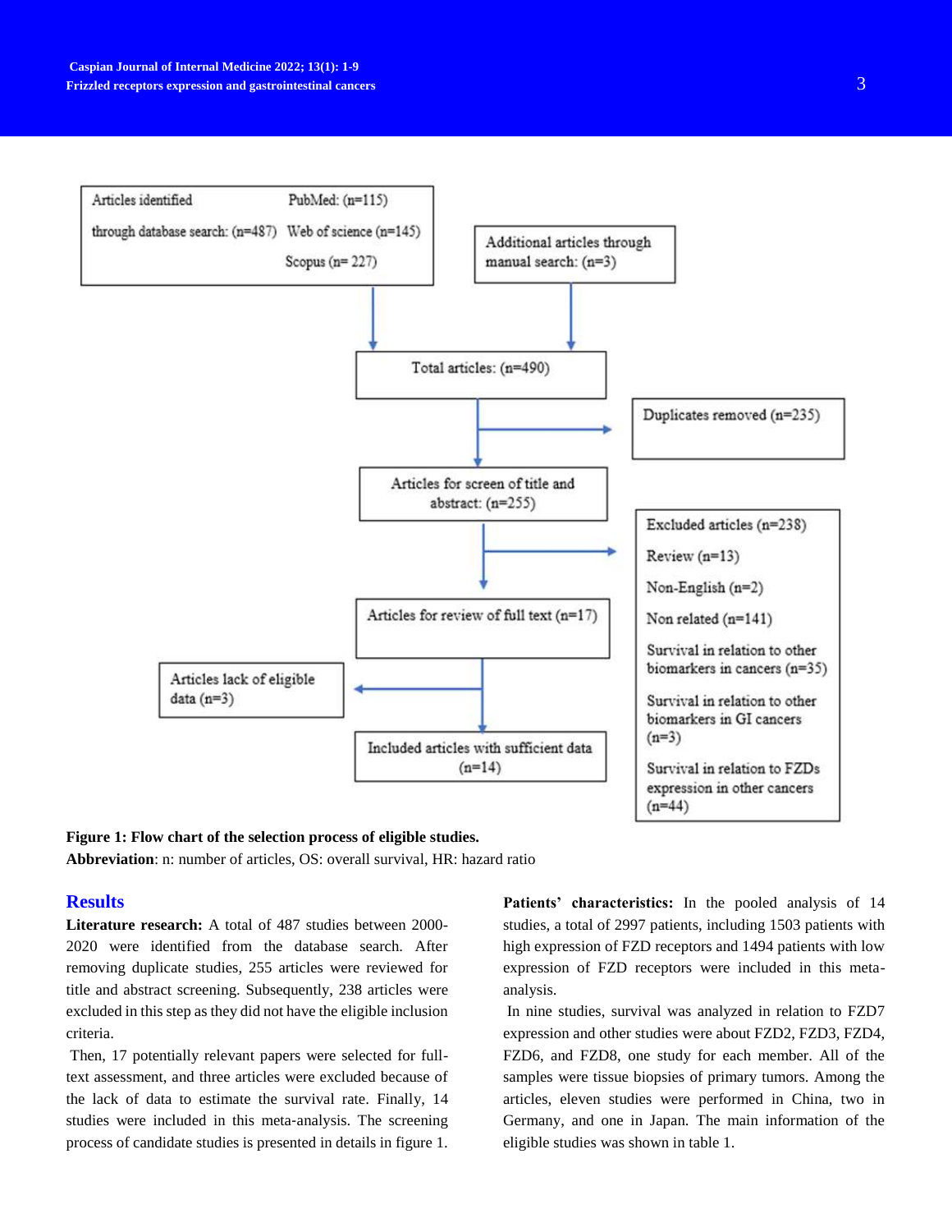Articles identified through database search: (n=487) — PubMed: (n=115), Web of science (n=145), Scopus (n= 227)

Additional articles through manual search: (n=3)

Total articles: (n=490)

Duplicates removed (n=235)

Articles for screen of title and abstract: (n=255)

Excluded articles (n=238)
- Review (n=13)
- Non-English (n=2)
- Non related (n=141)
- Survival in relation to other biomarkers in cancers (n=35)
- Survival in relation to other biomarkers in GI cancers (n=3)
- Survival in relation to FZDs expression in other cancers (n=44)

Articles for review of full text (n=17)

Articles lack of eligible data (n=3)

Included articles with sufficient data (n=14)

**Figure 1: Flow chart of the selection process of eligible studies.**
**Abbreviation**: n: number of articles, OS: overall survival, HR: hazard ratio

## Results

**Literature research:** A total of 487 studies between 2000-2020 were identified from the database search. After removing duplicate studies, 255 articles were reviewed for title and abstract screening. Subsequently, 238 articles were excluded in this step as they did not have the eligible inclusion criteria.

Then, 17 potentially relevant papers were selected for full-text assessment, and three articles were excluded because of the lack of data to estimate the survival rate. Finally, 14 studies were included in this meta-analysis. The screening process of candidate studies is presented in details in figure 1.

**Patients' characteristics:** In the pooled analysis of 14 studies, a total of 2997 patients, including 1503 patients with high expression of FZD receptors and 1494 patients with low expression of FZD receptors were included in this meta-analysis.

In nine studies, survival was analyzed in relation to FZD7 expression and other studies were about FZD2, FZD3, FZD4, FZD6, and FZD8, one study for each member. All of the samples were tissue biopsies of primary tumors. Among the articles, eleven studies were performed in China, two in Germany, and one in Japan. The main information of the eligible studies was shown in table 1.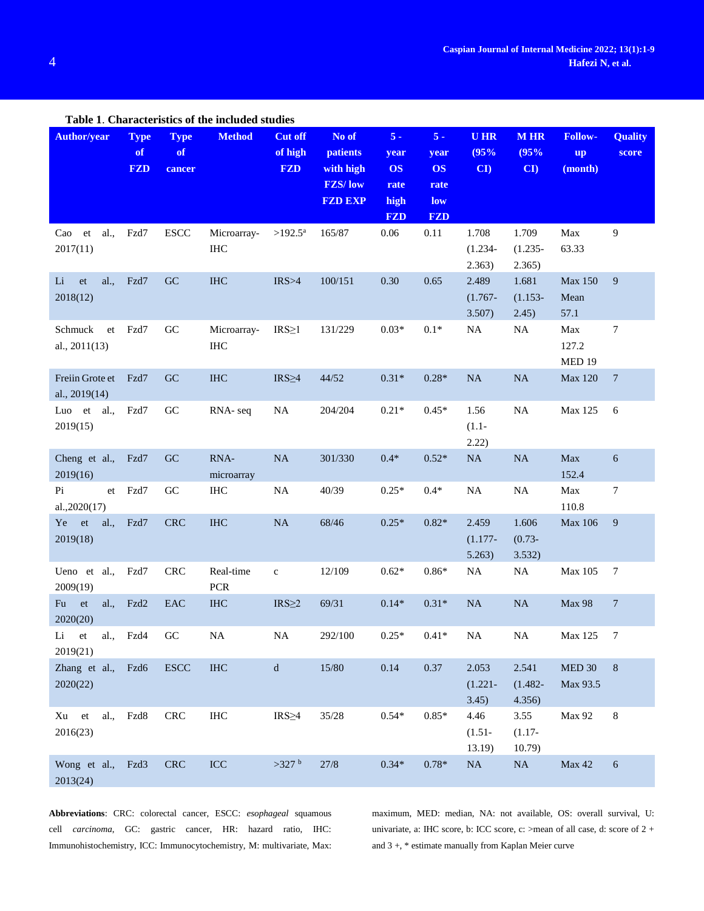**Table 1**. **Characteristics of the included studies**

| Author/year | Type of FZD | Type of cancer | Method | Cut off of high FZD | No of patients with high FZS/ low FZD EXP | 5 - year OS rate high FZD | 5 - year OS rate low FZD | U HR (95% CI) | M HR (95% CI) | Follow-up (month) | Quality score |
|---|---|---|---|---|---|---|---|---|---|---|---|
| Cao et al., 2017(11) | Fzd7 | ESCC | Microarray-IHC | >192.5[a] | 165/87 | 0.06 | 0.11 | 1.708 (1.234-2.363) | 1.709 (1.235-2.365) | Max 63.33 | 9 |
| Li et al., 2018(12) | Fzd7 | GC | IHC | IRS>4 | 100/151 | 0.30 | 0.65 | 2.489 (1.767-3.507) | 1.681 (1.153-2.45) | Max 150 Mean 57.1 | 9 |
| Schmuck et al., 2011(13) | Fzd7 | GC | Microarray-IHC | IRS≥1 | 131/229 | 0.03* | 0.1* | NA | NA | Max 127.2 MED 19 | 7 |
| Freiin Grote et al., 2019(14) | Fzd7 | GC | IHC | IRS≥4 | 44/52 | 0.31* | 0.28* | NA | NA | Max 120 | 7 |
| Luo et al., 2019(15) | Fzd7 | GC | RNA- seq | NA | 204/204 | 0.21* | 0.45* | 1.56 (1.1-2.22) | NA | Max 125 | 6 |
| Cheng et al., 2019(16) | Fzd7 | GC | RNA-microarray | NA | 301/330 | 0.4* | 0.52* | NA | NA | Max 152.4 | 6 |
| Pi et al.,2020(17) | Fzd7 | GC | IHC | NA | 40/39 | 0.25* | 0.4* | NA | NA | Max 110.8 | 7 |
| Ye et al., 2019(18) | Fzd7 | CRC | IHC | NA | 68/46 | 0.25* | 0.82* | 2.459 (1.177-5.263) | 1.606 (0.73-3.532) | Max 106 | 9 |
| Ueno et al., 2009(19) | Fzd7 | CRC | Real-time PCR | c | 12/109 | 0.62* | 0.86* | NA | NA | Max 105 | 7 |
| Fu et al., 2020(20) | Fzd2 | EAC | IHC | IRS≥2 | 69/31 | 0.14* | 0.31* | NA | NA | Max 98 | 7 |
| Li et al., 2019(21) | Fzd4 | GC | NA | NA | 292/100 | 0.25* | 0.41* | NA | NA | Max 125 | 7 |
| Zhang et al., 2020(22) | Fzd6 | ESCC | IHC | d | 15/80 | 0.14 | 0.37 | 2.053 (1.221-3.45) | 2.541 (1.482-4.356) | MED 30 Max 93.5 | 8 |
| Xu et al., 2016(23) | Fzd8 | CRC | IHC | IRS≥4 | 35/28 | 0.54* | 0.85* | 4.46 (1.51-13.19) | 3.55 (1.17-10.79) | Max 92 | 8 |
| Wong et al., 2013(24) | Fzd3 | CRC | ICC | >327 [b] | 27/8 | 0.34* | 0.78* | NA | NA | Max 42 | 6 |

**Abbreviations**: CRC: colorectal cancer, ESCC: *esophageal* squamous cell *carcinoma*, GC: gastric cancer, HR: hazard ratio, IHC: Immunohistochemistry, ICC: Immunocytochemistry, M: multivariate, Max: maximum, MED: median, NA: not available, OS: overall survival, U: univariate, a: IHC score, b: ICC score, c: >mean of all case, d: score of 2 + and 3 +, * estimate manually from Kaplan Meier curve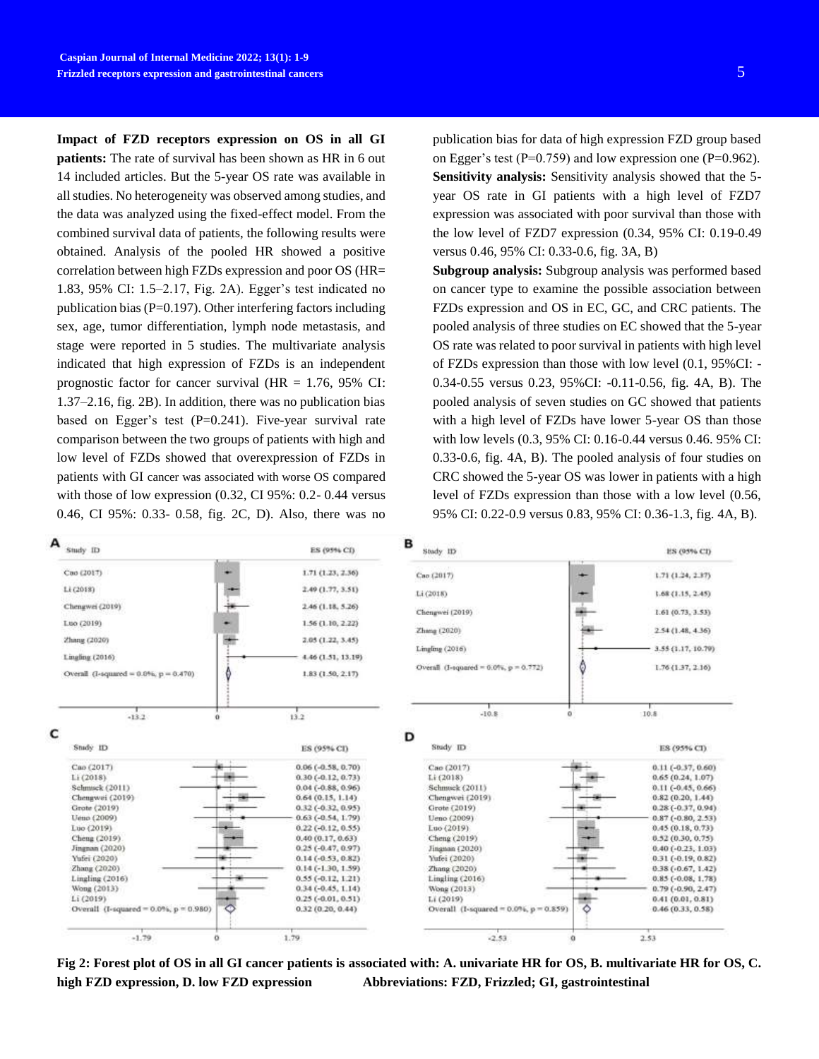**Impact of FZD receptors expression on OS in all GI patients:** The rate of survival has been shown as HR in 6 out 14 included articles. But the 5-year OS rate was available in all studies. No heterogeneity was observed among studies, and the data was analyzed using the fixed-effect model. From the combined survival data of patients, the following results were obtained. Analysis of the pooled HR showed a positive correlation between high FZDs expression and poor OS (HR= 1.83, 95% CI: 1.5–2.17, Fig. 2A). Egger's test indicated no publication bias (P=0.197). Other interfering factors including sex, age, tumor differentiation, lymph node metastasis, and stage were reported in 5 studies. The multivariate analysis indicated that high expression of FZDs is an independent prognostic factor for cancer survival (HR = 1.76, 95% CI: 1.37–2.16, fig. 2B). In addition, there was no publication bias based on Egger's test (P=0.241). Five-year survival rate comparison between the two groups of patients with high and low level of FZDs showed that overexpression of FZDs in patients with GI cancer was associated with worse OS compared with those of low expression (0.32, CI 95%: 0.2- 0.44 versus 0.46, CI 95%: 0.33- 0.58, fig. 2C, D). Also, there was no publication bias for data of high expression FZD group based on Egger's test (P=0.759) and low expression one (P=0.962).

**Sensitivity analysis:** Sensitivity analysis showed that the 5-year OS rate in GI patients with a high level of FZD7 expression was associated with poor survival than those with the low level of FZD7 expression (0.34, 95% CI: 0.19-0.49 versus 0.46, 95% CI: 0.33-0.6, fig. 3A, B)

**Subgroup analysis:** Subgroup analysis was performed based on cancer type to examine the possible association between FZDs expression and OS in EC, GC, and CRC patients. The pooled analysis of three studies on EC showed that the 5-year OS rate was related to poor survival in patients with high level of FZDs expression than those with low level (0.1, 95%CI: -0.34-0.55 versus 0.23, 95%CI: -0.11-0.56, fig. 4A, B). The pooled analysis of seven studies on GC showed that patients with a high level of FZDs have lower 5-year OS than those with low levels (0.3, 95% CI: 0.16-0.44 versus 0.46. 95% CI: 0.33-0.6, fig. 4A, B). The pooled analysis of four studies on CRC showed the 5-year OS was lower in patients with a high level of FZDs expression than those with a low level (0.56, 95% CI: 0.22-0.9 versus 0.83, 95% CI: 0.36-1.3, fig. 4A, B).

**A**

| Study ID | ES (95% CI) |
|---|---|
| Cao (2017) | 1.71 (1.23, 2.36) |
| Li (2018) | 2.49 (1.77, 3.51) |
| Chengwei (2019) | 2.46 (1.18, 5.26) |
| Luo (2019) | 1.56 (1.10, 2.22) |
| Zhang (2020) | 2.05 (1.22, 3.45) |
| Lingling (2016) | 4.46 (1.51, 13.19) |
| Overall (I-squared = 0.0%, p = 0.470) | 1.83 (1.50, 2.17) |

**B**

| Study ID | ES (95% CI) |
|---|---|
| Cao (2017) | 1.71 (1.24, 2.37) |
| Li (2018) | 1.68 (1.15, 2.45) |
| Chengwei (2019) | 1.61 (0.73, 3.53) |
| Zhang (2020) | 2.54 (1.48, 4.36) |
| Lingling (2016) | 3.55 (1.17, 10.79) |
| Overall (I-squared = 0.0%, p = 0.772) | 1.76 (1.37, 2.16) |

**C**

| Study ID | ES (95% CI) |
|---|---|
| Cao (2017) | 0.06 (-0.58, 0.70) |
| Li (2018) | 0.30 (-0.12, 0.73) |
| Schmuck (2011) | 0.04 (-0.88, 0.96) |
| Chengwei (2019) | 0.64 (0.15, 1.14) |
| Grote (2019) | 0.32 (-0.32, 0.95) |
| Ueno (2009) | 0.63 (-0.54, 1.79) |
| Luo (2019) | 0.22 (-0.12, 0.55) |
| Cheng (2019) | 0.40 (0.17, 0.63) |
| Jingnan (2020) | 0.25 (-0.47, 0.97) |
| Yufei (2020) | 0.14 (-0.53, 0.82) |
| Zhang (2020) | 0.14 (-1.30, 1.59) |
| Lingling (2016) | 0.55 (-0.12, 1.21) |
| Wong (2013) | 0.34 (-0.45, 1.14) |
| Li (2019) | 0.25 (-0.01, 0.51) |
| Overall (I-squared = 0.0%, p = 0.980) | 0.32 (0.20, 0.44) |

**D**

| Study ID | ES (95% CI) |
|---|---|
| Cao (2017) | 0.11 (-0.37, 0.60) |
| Li (2018) | 0.65 (0.24, 1.07) |
| Schmuck (2011) | 0.11 (-0.45, 0.66) |
| Chengwei (2019) | 0.82 (0.20, 1.44) |
| Grote (2019) | 0.28 (-0.37, 0.94) |
| Ueno (2009) | 0.87 (-0.80, 2.53) |
| Luo (2019) | 0.45 (0.18, 0.73) |
| Cheng (2019) | 0.52 (0.30, 0.75) |
| Jingnan (2020) | 0.40 (-0.23, 1.03) |
| Yufei (2020) | 0.31 (-0.19, 0.82) |
| Zhang (2020) | 0.38 (-0.67, 1.42) |
| Lingling (2016) | 0.85 (-0.08, 1.78) |
| Wong (2013) | 0.79 (-0.90, 2.47) |
| Li (2019) | 0.41 (0.01, 0.81) |
| Overall (I-squared = 0.0%, p = 0.859) | 0.46 (0.33, 0.58) |

**Fig 2: Forest plot of OS in all GI cancer patients is associated with: A. univariate HR for OS, B. multivariate HR for OS, C. high FZD expression, D. low FZD expression** **Abbreviations: FZD, Frizzled; GI, gastrointestinal**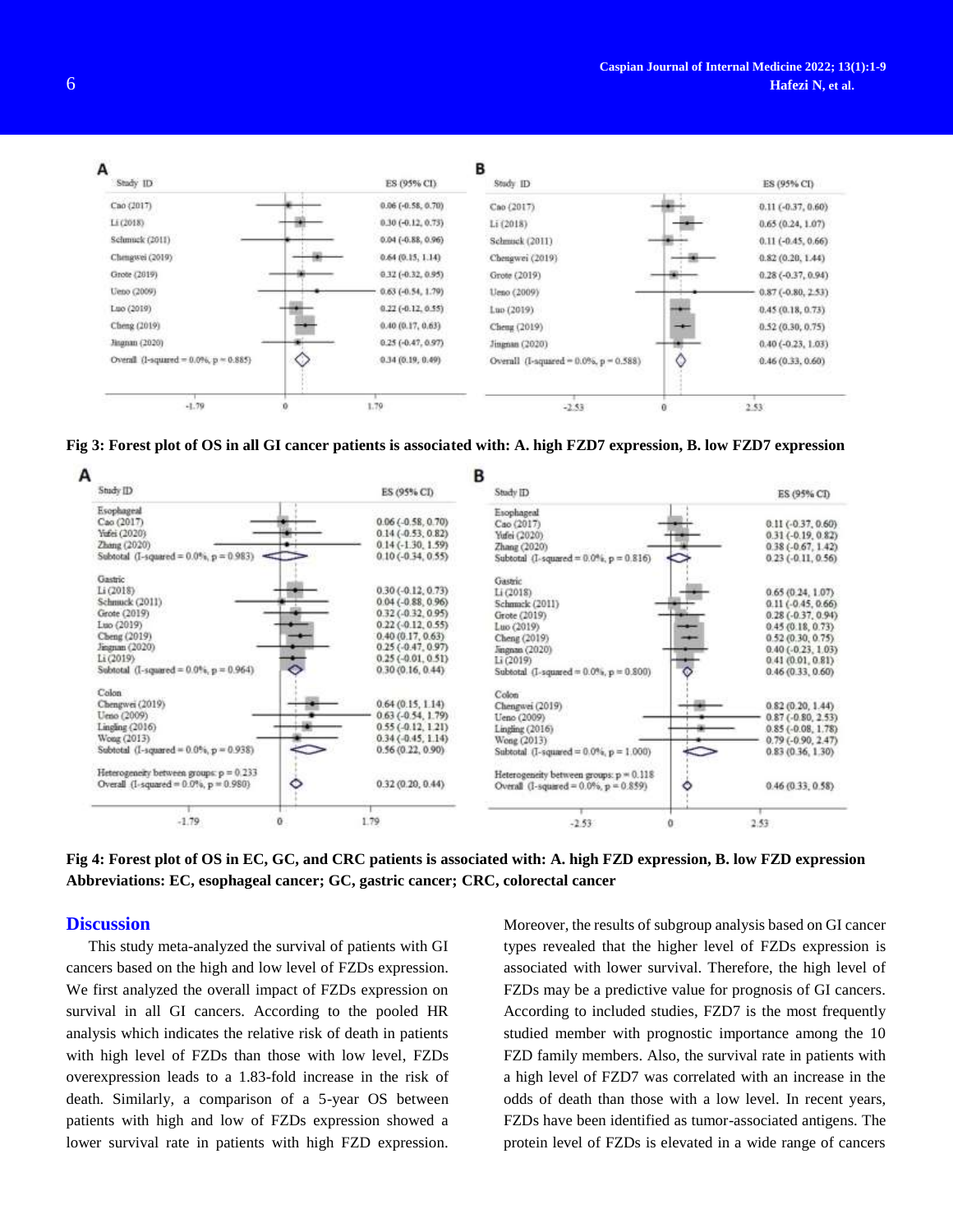| Study ID | ES (95% CI) |
|---|---|
| Cao (2017) | 0.06 (-0.58, 0.70) |
| Li (2018) | 0.30 (-0.12, 0.73) |
| Schmuck (2011) | 0.04 (-0.88, 0.96) |
| Chengwei (2019) | 0.64 (0.15, 1.14) |
| Grote (2019) | 0.32 (-0.32, 0.95) |
| Ueno (2009) | 0.63 (-0.54, 1.79) |
| Luo (2019) | 0.22 (-0.12, 0.55) |
| Cheng (2019) | 0.40 (0.17, 0.63) |
| Jingnan (2020) | 0.25 (-0.47, 0.97) |
| Overall (I-squared = 0.0%, p = 0.885) | 0.34 (0.19, 0.49) |

| Study ID | ES (95% CI) |
|---|---|
| Cao (2017) | 0.11 (-0.37, 0.60) |
| Li (2018) | 0.65 (0.24, 1.07) |
| Schmuck (2011) | 0.11 (-0.45, 0.66) |
| Chengwei (2019) | 0.82 (0.20, 1.44) |
| Grote (2019) | 0.28 (-0.37, 0.94) |
| Ueno (2009) | 0.87 (-0.80, 2.53) |
| Luo (2019) | 0.45 (0.18, 0.73) |
| Cheng (2019) | 0.52 (0.30, 0.75) |
| Jingnan (2020) | 0.40 (-0.23, 1.03) |
| Overall (I-squared = 0.0%, p = 0.588) | 0.46 (0.33, 0.60) |

**Fig 3: Forest plot of OS in all GI cancer patients is associated with: A. high FZD7 expression, B. low FZD7 expression**

| Study ID | ES (95% CI) |
|---|---|
| **Esophageal** | |
| Cao (2017) | 0.06 (-0.58, 0.70) |
| Yufei (2020) | 0.14 (-0.53, 0.82) |
| Zhang (2020) | 0.14 (-1.30, 1.59) |
| Subtotal (I-squared = 0.0%, p = 0.983) | 0.10 (-0.34, 0.55) |
| **Gastric** | |
| Li (2018) | 0.30 (-0.12, 0.73) |
| Schmuck (2011) | 0.04 (-0.88, 0.96) |
| Grote (2019) | 0.32 (-0.32, 0.95) |
| Luo (2019) | 0.22 (-0.12, 0.55) |
| Cheng (2019) | 0.40 (0.17, 0.63) |
| Jingnan (2020) | 0.25 (-0.47, 0.97) |
| Li (2019) | 0.25 (-0.01, 0.51) |
| Subtotal (I-squared = 0.0%, p = 0.964) | 0.30 (0.16, 0.44) |
| **Colon** | |
| Chengwei (2019) | 0.64 (0.15, 1.14) |
| Ueno (2009) | 0.63 (-0.54, 1.79) |
| Lingling (2016) | 0.55 (-0.12, 1.21) |
| Wong (2013) | 0.34 (-0.45, 1.14) |
| Subtotal (I-squared = 0.0%, p = 0.938) | 0.56 (0.22, 0.90) |
| Heterogeneity between groups: p = 0.233 | |
| Overall (I-squared = 0.0%, p = 0.980) | 0.32 (0.20, 0.44) |

| Study ID | ES (95% CI) |
|---|---|
| **Esophageal** | |
| Cao (2017) | 0.11 (-0.37, 0.60) |
| Yufei (2020) | 0.31 (-0.19, 0.82) |
| Zhang (2020) | 0.38 (-0.67, 1.42) |
| Subtotal (I-squared = 0.0%, p = 0.816) | 0.23 (-0.11, 0.56) |
| **Gastric** | |
| Li (2018) | 0.65 (0.24, 1.07) |
| Schmuck (2011) | 0.11 (-0.45, 0.66) |
| Grote (2019) | 0.28 (-0.37, 0.94) |
| Luo (2019) | 0.45 (0.18, 0.73) |
| Cheng (2019) | 0.52 (0.30, 0.75) |
| Jingnan (2020) | 0.40 (-0.23, 1.03) |
| Li (2019) | 0.41 (0.01, 0.81) |
| Subtotal (I-squared = 0.0%, p = 0.800) | 0.46 (0.33, 0.60) |
| **Colon** | |
| Chengwei (2019) | 0.82 (0.20, 1.44) |
| Ueno (2009) | 0.87 (-0.80, 2.53) |
| Lingling (2016) | 0.85 (-0.08, 1.78) |
| Wong (2013) | 0.79 (-0.90, 2.47) |
| Subtotal (I-squared = 0.0%, p = 1.000) | 0.83 (0.36, 1.30) |
| Heterogeneity between groups: p = 0.118 | |
| Overall (I-squared = 0.0%, p = 0.859) | 0.46 (0.33, 0.58) |

**Fig 4: Forest plot of OS in EC, GC, and CRC patients is associated with: A. high FZD expression, B. low FZD expression Abbreviations: EC, esophageal cancer; GC, gastric cancer; CRC, colorectal cancer**

## Discussion

This study meta-analyzed the survival of patients with GI cancers based on the high and low level of FZDs expression. We first analyzed the overall impact of FZDs expression on survival in all GI cancers. According to the pooled HR analysis which indicates the relative risk of death in patients with high level of FZDs than those with low level, FZDs overexpression leads to a 1.83-fold increase in the risk of death. Similarly, a comparison of a 5-year OS between patients with high and low of FZDs expression showed a lower survival rate in patients with high FZD expression. Moreover, the results of subgroup analysis based on GI cancer types revealed that the higher level of FZDs expression is associated with lower survival. Therefore, the high level of FZDs may be a predictive value for prognosis of GI cancers. According to included studies, FZD7 is the most frequently studied member with prognostic importance among the 10 FZD family members. Also, the survival rate in patients with a high level of FZD7 was correlated with an increase in the odds of death than those with a low level. In recent years, FZDs have been identified as tumor-associated antigens. The protein level of FZDs is elevated in a wide range of cancers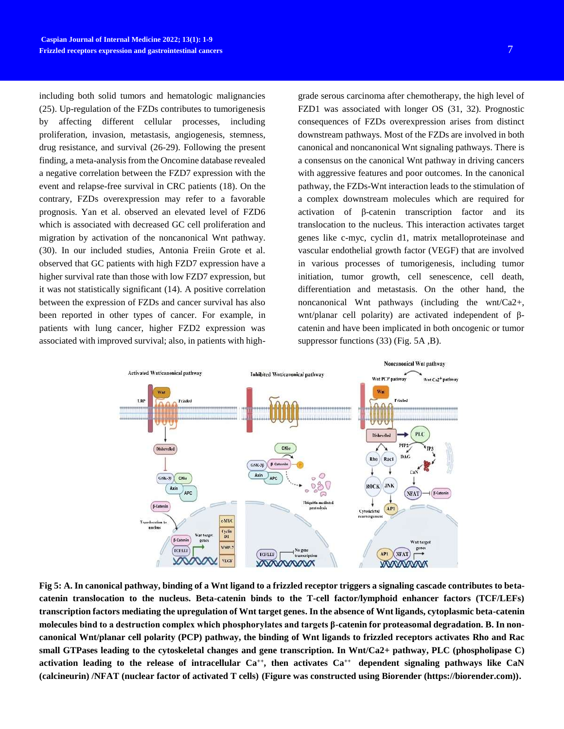including both solid tumors and hematologic malignancies (25). Up-regulation of the FZDs contributes to tumorigenesis by affecting different cellular processes, including proliferation, invasion, metastasis, angiogenesis, stemness, drug resistance, and survival (26-29). Following the present finding, a meta-analysis from the Oncomine database revealed a negative correlation between the FZD7 expression with the event and relapse-free survival in CRC patients (18). On the contrary, FZDs overexpression may refer to a favorable prognosis. Yan et al. observed an elevated level of FZD6 which is associated with decreased GC cell proliferation and migration by activation of the noncanonical Wnt pathway. (30). In our included studies, Antonia Freiin Grote et al. observed that GC patients with high FZD7 expression have a higher survival rate than those with low FZD7 expression, but it was not statistically significant (14). A positive correlation between the expression of FZDs and cancer survival has also been reported in other types of cancer. For example, in patients with lung cancer, higher FZD2 expression was associated with improved survival; also, in patients with high-grade serous carcinoma after chemotherapy, the high level of FZD1 was associated with longer OS (31, 32). Prognostic consequences of FZDs overexpression arises from distinct downstream pathways. Most of the FZDs are involved in both canonical and noncanonical Wnt signaling pathways. There is a consensus on the canonical Wnt pathway in driving cancers with aggressive features and poor outcomes. In the canonical pathway, the FZDs-Wnt interaction leads to the stimulation of a complex downstream molecules which are required for activation of β-catenin transcription factor and its translocation to the nucleus. This interaction activates target genes like c-myc, cyclin d1, matrix metalloproteinase and vascular endothelial growth factor (VEGF) that are involved in various processes of tumorigenesis, including tumor initiation, tumor growth, cell senescence, cell death, differentiation and metastasis. On the other hand, the noncanonical Wnt pathways (including the wnt/Ca2+, wnt/planar cell polarity) are activated independent of β-catenin and have been implicated in both oncogenic or tumor suppressor functions (33) (Fig. 5A ,B).

**Fig 5: A. In canonical pathway, binding of a Wnt ligand to a frizzled receptor triggers a signaling cascade contributes to beta-catenin translocation to the nucleus. Beta-catenin binds to the T-cell factor/lymphoid enhancer factors (TCF/LEFs) transcription factors mediating the upregulation of Wnt target genes. In the absence of Wnt ligands, cytoplasmic beta-catenin molecules bind to a destruction complex which phosphorylates and targets β-catenin for proteasomal degradation. B. In non-canonical Wnt/planar cell polarity (PCP) pathway, the binding of Wnt ligands to frizzled receptors activates Rho and Rac small GTPases leading to the cytoskeletal changes and gene transcription. In Wnt/Ca2+ pathway, PLC (phospholipase C) activation leading to the release of intracellular $Ca^{++}$, then activates $Ca^{++}$ dependent signaling pathways like CaN (calcineurin) /NFAT (nuclear factor of activated T cells) (Figure was constructed using Biorender (https://biorender.com)).**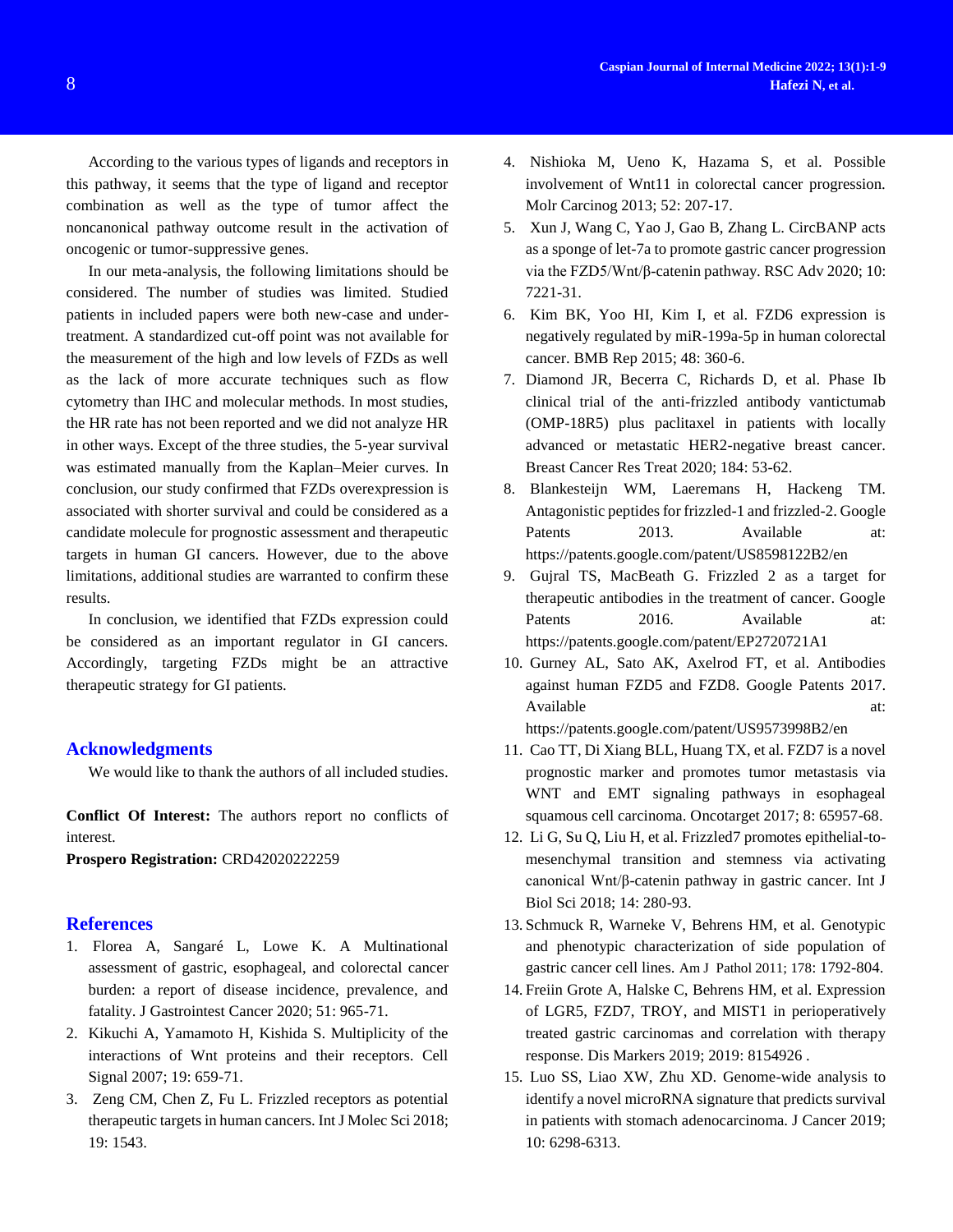According to the various types of ligands and receptors in this pathway, it seems that the type of ligand and receptor combination as well as the type of tumor affect the noncanonical pathway outcome result in the activation of oncogenic or tumor-suppressive genes.

In our meta-analysis, the following limitations should be considered. The number of studies was limited. Studied patients in included papers were both new-case and under-treatment. A standardized cut-off point was not available for the measurement of the high and low levels of FZDs as well as the lack of more accurate techniques such as flow cytometry than IHC and molecular methods. In most studies, the HR rate has not been reported and we did not analyze HR in other ways. Except of the three studies, the 5-year survival was estimated manually from the Kaplan–Meier curves. In conclusion, our study confirmed that FZDs overexpression is associated with shorter survival and could be considered as a candidate molecule for prognostic assessment and therapeutic targets in human GI cancers. However, due to the above limitations, additional studies are warranted to confirm these results.

In conclusion, we identified that FZDs expression could be considered as an important regulator in GI cancers. Accordingly, targeting FZDs might be an attractive therapeutic strategy for GI patients.

## Acknowledgments

We would like to thank the authors of all included studies.

**Conflict Of Interest:** The authors report no conflicts of interest.

**Prospero Registration:** CRD42020222259

## References

1. Florea A, Sangaré L, Lowe K. A Multinational assessment of gastric, esophageal, and colorectal cancer burden: a report of disease incidence, prevalence, and fatality. J Gastrointest Cancer 2020; 51: 965-71.
2. Kikuchi A, Yamamoto H, Kishida S. Multiplicity of the interactions of Wnt proteins and their receptors. Cell Signal 2007; 19: 659-71.
3. Zeng CM, Chen Z, Fu L. Frizzled receptors as potential therapeutic targets in human cancers. Int J Molec Sci 2018; 19: 1543.
4. Nishioka M, Ueno K, Hazama S, et al. Possible involvement of Wnt11 in colorectal cancer progression. Molr Carcinog 2013; 52: 207-17.
5. Xun J, Wang C, Yao J, Gao B, Zhang L. CircBANP acts as a sponge of let-7a to promote gastric cancer progression via the FZD5/Wnt/β-catenin pathway. RSC Adv 2020; 10: 7221-31.
6. Kim BK, Yoo HI, Kim I, et al. FZD6 expression is negatively regulated by miR-199a-5p in human colorectal cancer. BMB Rep 2015; 48: 360-6.
7. Diamond JR, Becerra C, Richards D, et al. Phase Ib clinical trial of the anti-frizzled antibody vantictumab (OMP-18R5) plus paclitaxel in patients with locally advanced or metastatic HER2-negative breast cancer. Breast Cancer Res Treat 2020; 184: 53-62.
8. Blankesteijn WM, Laeremans H, Hackeng TM. Antagonistic peptides for frizzled-1 and frizzled-2. Google Patents 2013. Available at: https://patents.google.com/patent/US8598122B2/en
9. Gujral TS, MacBeath G. Frizzled 2 as a target for therapeutic antibodies in the treatment of cancer. Google Patents 2016. Available at: https://patents.google.com/patent/EP2720721A1
10. Gurney AL, Sato AK, Axelrod FT, et al. Antibodies against human FZD5 and FZD8. Google Patents 2017. Available at: https://patents.google.com/patent/US9573998B2/en
11. Cao TT, Di Xiang BLL, Huang TX, et al. FZD7 is a novel prognostic marker and promotes tumor metastasis via WNT and EMT signaling pathways in esophageal squamous cell carcinoma. Oncotarget 2017; 8: 65957-68.
12. Li G, Su Q, Liu H, et al. Frizzled7 promotes epithelial-to-mesenchymal transition and stemness via activating canonical Wnt/β-catenin pathway in gastric cancer. Int J Biol Sci 2018; 14: 280-93.
13. Schmuck R, Warneke V, Behrens HM, et al. Genotypic and phenotypic characterization of side population of gastric cancer cell lines. Am J Pathol 2011; 178: 1792-804.
14. Freiin Grote A, Halske C, Behrens HM, et al. Expression of LGR5, FZD7, TROY, and MIST1 in perioperatively treated gastric carcinomas and correlation with therapy response. Dis Markers 2019; 2019: 8154926 .
15. Luo SS, Liao XW, Zhu XD. Genome-wide analysis to identify a novel microRNA signature that predicts survival in patients with stomach adenocarcinoma. J Cancer 2019; 10: 6298-6313.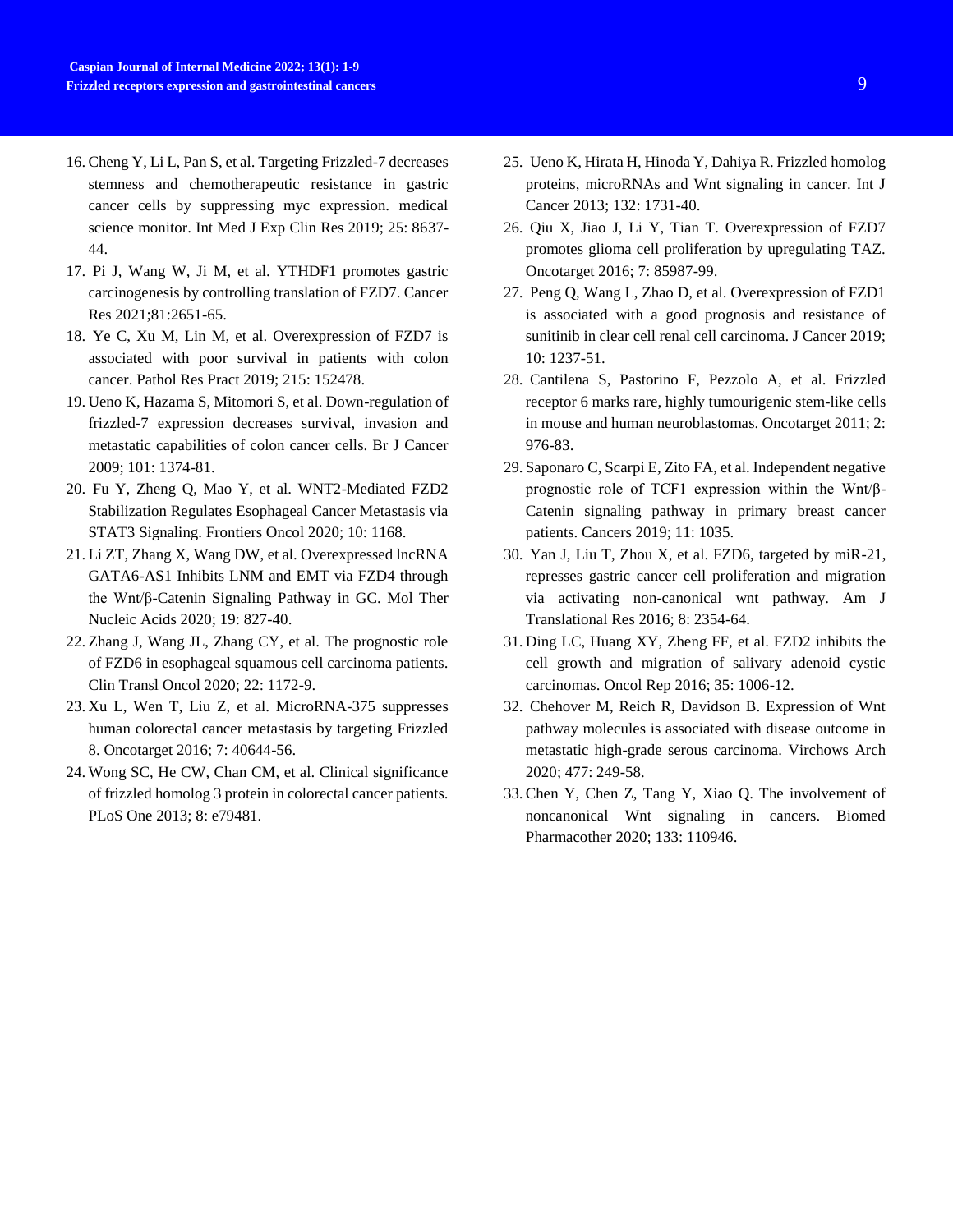16. Cheng Y, Li L, Pan S, et al. Targeting Frizzled-7 decreases stemness and chemotherapeutic resistance in gastric cancer cells by suppressing myc expression. medical science monitor. Int Med J Exp Clin Res 2019; 25: 8637-44.
17. Pi J, Wang W, Ji M, et al. YTHDF1 promotes gastric carcinogenesis by controlling translation of FZD7. Cancer Res 2021;81:2651-65.
18. Ye C, Xu M, Lin M, et al. Overexpression of FZD7 is associated with poor survival in patients with colon cancer. Pathol Res Pract 2019; 215: 152478.
19. Ueno K, Hazama S, Mitomori S, et al. Down-regulation of frizzled-7 expression decreases survival, invasion and metastatic capabilities of colon cancer cells. Br J Cancer 2009; 101: 1374-81.
20. Fu Y, Zheng Q, Mao Y, et al. WNT2-Mediated FZD2 Stabilization Regulates Esophageal Cancer Metastasis via STAT3 Signaling. Frontiers Oncol 2020; 10: 1168.
21. Li ZT, Zhang X, Wang DW, et al. Overexpressed lncRNA GATA6-AS1 Inhibits LNM and EMT via FZD4 through the Wnt/β-Catenin Signaling Pathway in GC. Mol Ther Nucleic Acids 2020; 19: 827-40.
22. Zhang J, Wang JL, Zhang CY, et al. The prognostic role of FZD6 in esophageal squamous cell carcinoma patients. Clin Transl Oncol 2020; 22: 1172-9.
23. Xu L, Wen T, Liu Z, et al. MicroRNA-375 suppresses human colorectal cancer metastasis by targeting Frizzled 8. Oncotarget 2016; 7: 40644-56.
24. Wong SC, He CW, Chan CM, et al. Clinical significance of frizzled homolog 3 protein in colorectal cancer patients. PLoS One 2013; 8: e79481.
25. Ueno K, Hirata H, Hinoda Y, Dahiya R. Frizzled homolog proteins, microRNAs and Wnt signaling in cancer. Int J Cancer 2013; 132: 1731-40.
26. Qiu X, Jiao J, Li Y, Tian T. Overexpression of FZD7 promotes glioma cell proliferation by upregulating TAZ. Oncotarget 2016; 7: 85987-99.
27. Peng Q, Wang L, Zhao D, et al. Overexpression of FZD1 is associated with a good prognosis and resistance of sunitinib in clear cell renal cell carcinoma. J Cancer 2019; 10: 1237-51.
28. Cantilena S, Pastorino F, Pezzolo A, et al. Frizzled receptor 6 marks rare, highly tumourigenic stem-like cells in mouse and human neuroblastomas. Oncotarget 2011; 2: 976-83.
29. Saponaro C, Scarpi E, Zito FA, et al. Independent negative prognostic role of TCF1 expression within the Wnt/β-Catenin signaling pathway in primary breast cancer patients. Cancers 2019; 11: 1035.
30. Yan J, Liu T, Zhou X, et al. FZD6, targeted by miR-21, represses gastric cancer cell proliferation and migration via activating non-canonical wnt pathway. Am J Translational Res 2016; 8: 2354-64.
31. Ding LC, Huang XY, Zheng FF, et al. FZD2 inhibits the cell growth and migration of salivary adenoid cystic carcinomas. Oncol Rep 2016; 35: 1006-12.
32. Chehover M, Reich R, Davidson B. Expression of Wnt pathway molecules is associated with disease outcome in metastatic high-grade serous carcinoma. Virchows Arch 2020; 477: 249-58.
33. Chen Y, Chen Z, Tang Y, Xiao Q. The involvement of noncanonical Wnt signaling in cancers. Biomed Pharmacother 2020; 133: 110946.